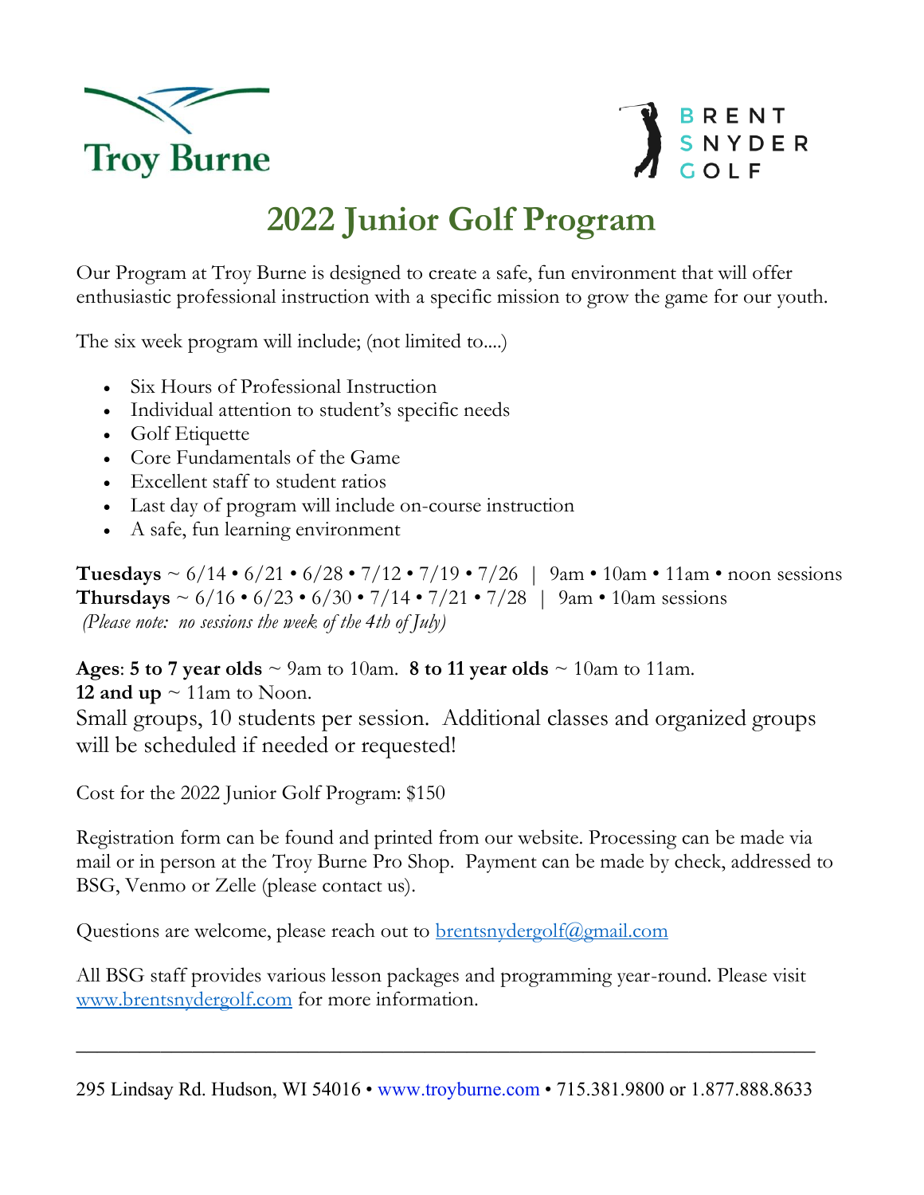Troy Burne

BRENT SNYDER GOLF

# 2022 Junior Golf Program

Our Program at Troy Burne is designed to create a safe, fun environment that will offer enthusiastic professional instruction with a specific mission to grow the game for our youth.

The six week program will include; (not limited to....)

- Six Hours of Professional Instruction
- Individual attention to student's specific needs
- Golf Etiquette
- Core Fundamentals of the Game
- Excellent staff to student ratios
- Last day of program will include on-course instruction
- A safe, fun learning environment

**Tuesdays** ~ 6/14 • 6/21 • 6/28 • 7/12 • 7/19 • 7/26 | 9am • 10am • 11am • noon sessions
**Thursdays** ~ 6/16 • 6/23 • 6/30 • 7/14 • 7/21 • 7/28 | 9am • 10am sessions
*(Please note: no sessions the week of the 4th of July)*

**Ages**: **5 to 7 year olds** ~ 9am to 10am. **8 to 11 year olds** ~ 10am to 11am.
**12 and up** ~ 11am to Noon.
Small groups, 10 students per session. Additional classes and organized groups will be scheduled if needed or requested!

Cost for the 2022 Junior Golf Program: $150

Registration form can be found and printed from our website. Processing can be made via mail or in person at the Troy Burne Pro Shop. Payment can be made by check, addressed to BSG, Venmo or Zelle (please contact us).

Questions are welcome, please reach out to brentsnydergolf@gmail.com

All BSG staff provides various lesson packages and programming year-round. Please visit www.brentsnydergolf.com for more information.

---

295 Lindsay Rd. Hudson, WI 54016 • www.troyburne.com • 715.381.9800 or 1.877.888.8633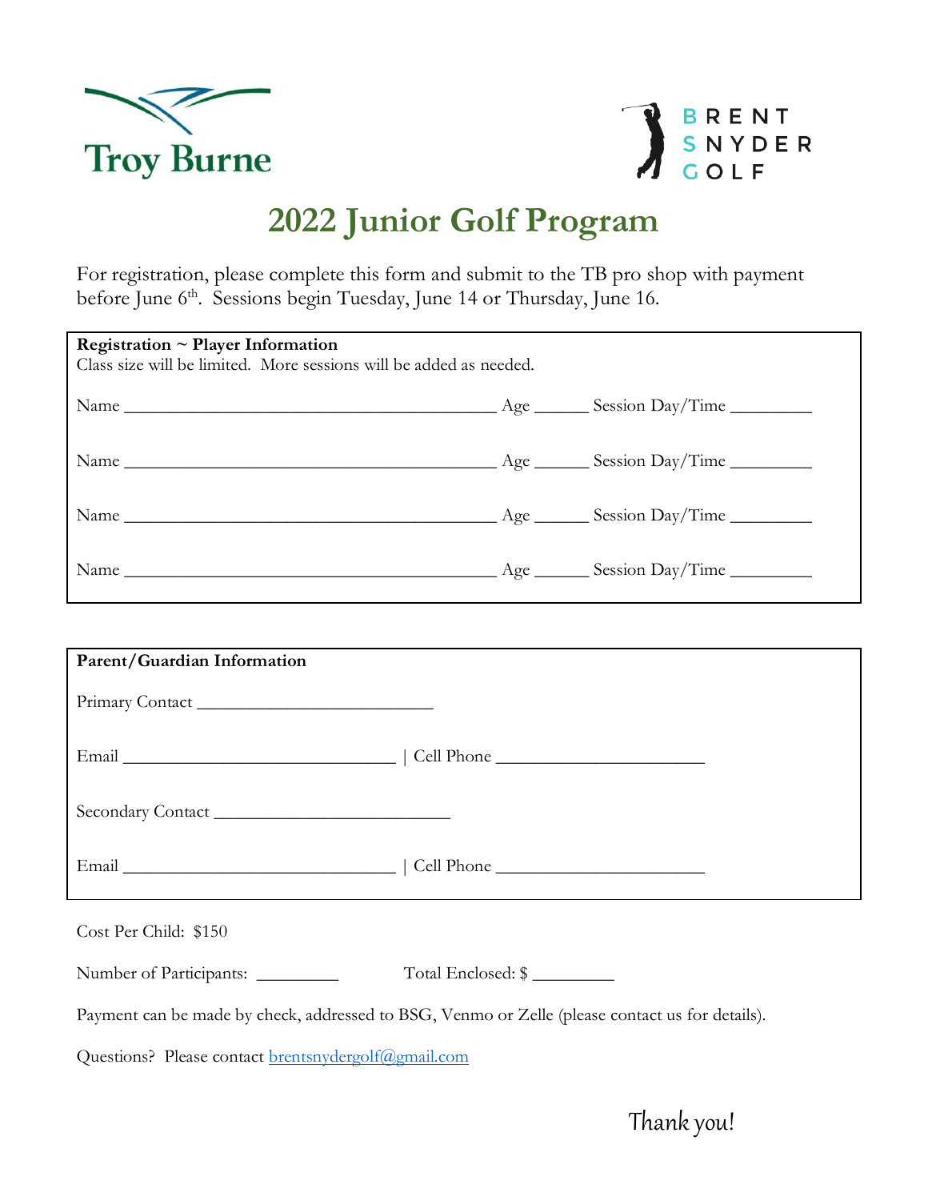Troy Burne

BRENT SNYDER GOLF

# 2022 Junior Golf Program

For registration, please complete this form and submit to the TB pro shop with payment before June 6th. Sessions begin Tuesday, June 14 or Thursday, June 16.

**Registration ~ Player Information**
Class size will be limited. More sessions will be added as needed.

Name \_\_\_\_\_\_\_\_\_\_\_\_\_\_\_\_\_\_\_\_\_\_\_\_\_\_\_\_\_\_\_\_\_\_\_\_\_\_\_\_\_\_ Age \_\_\_\_\_\_ Session Day/Time \_\_\_\_\_\_\_\_\_

Name \_\_\_\_\_\_\_\_\_\_\_\_\_\_\_\_\_\_\_\_\_\_\_\_\_\_\_\_\_\_\_\_\_\_\_\_\_\_\_\_\_\_ Age \_\_\_\_\_\_ Session Day/Time \_\_\_\_\_\_\_\_\_

Name \_\_\_\_\_\_\_\_\_\_\_\_\_\_\_\_\_\_\_\_\_\_\_\_\_\_\_\_\_\_\_\_\_\_\_\_\_\_\_\_\_\_ Age \_\_\_\_\_\_ Session Day/Time \_\_\_\_\_\_\_\_\_

Name \_\_\_\_\_\_\_\_\_\_\_\_\_\_\_\_\_\_\_\_\_\_\_\_\_\_\_\_\_\_\_\_\_\_\_\_\_\_\_\_\_\_ Age \_\_\_\_\_\_ Session Day/Time \_\_\_\_\_\_\_\_\_

**Parent/Guardian Information**

Primary Contact \_\_\_\_\_\_\_\_\_\_\_\_\_\_\_\_\_\_\_\_\_\_\_\_\_\_\_

Email \_\_\_\_\_\_\_\_\_\_\_\_\_\_\_\_\_\_\_\_\_\_\_\_\_\_\_\_\_\_\_ | Cell Phone \_\_\_\_\_\_\_\_\_\_\_\_\_\_\_\_\_\_\_\_\_\_\_\_

Secondary Contact \_\_\_\_\_\_\_\_\_\_\_\_\_\_\_\_\_\_\_\_\_\_\_\_\_\_\_

Email \_\_\_\_\_\_\_\_\_\_\_\_\_\_\_\_\_\_\_\_\_\_\_\_\_\_\_\_\_\_\_ | Cell Phone \_\_\_\_\_\_\_\_\_\_\_\_\_\_\_\_\_\_\_\_\_\_\_\_

Cost Per Child: $150

Number of Participants: \_\_\_\_\_\_\_\_\_ Total Enclosed: $ \_\_\_\_\_\_\_\_\_

Payment can be made by check, addressed to BSG, Venmo or Zelle (please contact us for details).

Questions? Please contact brentsnydergolf@gmail.com

*Thank you!*